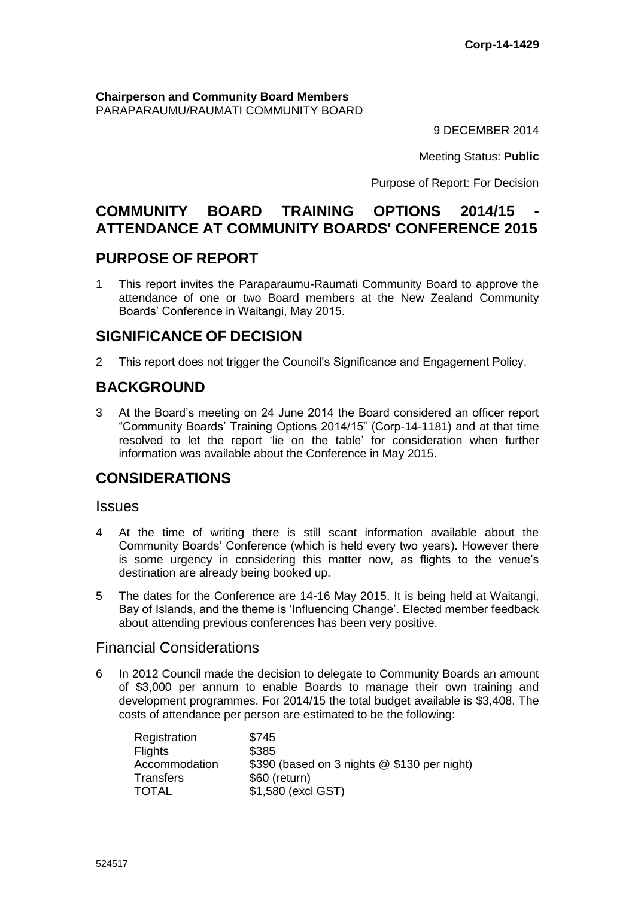**Corp-14-1429**

**Chairperson and Community Board Members**
PARAPARAUMU/RAUMATI COMMUNITY BOARD

9 DECEMBER 2014

Meeting Status: **Public**

Purpose of Report: For Decision

# COMMUNITY BOARD TRAINING OPTIONS 2014/15 - ATTENDANCE AT COMMUNITY BOARDS' CONFERENCE 2015

## PURPOSE OF REPORT

1 This report invites the Paraparaumu-Raumati Community Board to approve the attendance of one or two Board members at the New Zealand Community Boards' Conference in Waitangi, May 2015.

## SIGNIFICANCE OF DECISION

2 This report does not trigger the Council's Significance and Engagement Policy.

## BACKGROUND

3 At the Board's meeting on 24 June 2014 the Board considered an officer report "Community Boards' Training Options 2014/15" (Corp-14-1181) and at that time resolved to let the report 'lie on the table' for consideration when further information was available about the Conference in May 2015.

## CONSIDERATIONS

### Issues

4 At the time of writing there is still scant information available about the Community Boards' Conference (which is held every two years). However there is some urgency in considering this matter now, as flights to the venue's destination are already being booked up.

5 The dates for the Conference are 14-16 May 2015. It is being held at Waitangi, Bay of Islands, and the theme is 'Influencing Change'. Elected member feedback about attending previous conferences has been very positive.

### Financial Considerations

6 In 2012 Council made the decision to delegate to Community Boards an amount of $3,000 per annum to enable Boards to manage their own training and development programmes. For 2014/15 the total budget available is $3,408. The costs of attendance per person are estimated to be the following:

| | |
|---|---|
| Registration | $745 |
| Flights | $385 |
| Accommodation | $390 (based on 3 nights @ $130 per night) |
| Transfers | $60 (return) |
| TOTAL | $1,580 (excl GST) |

524517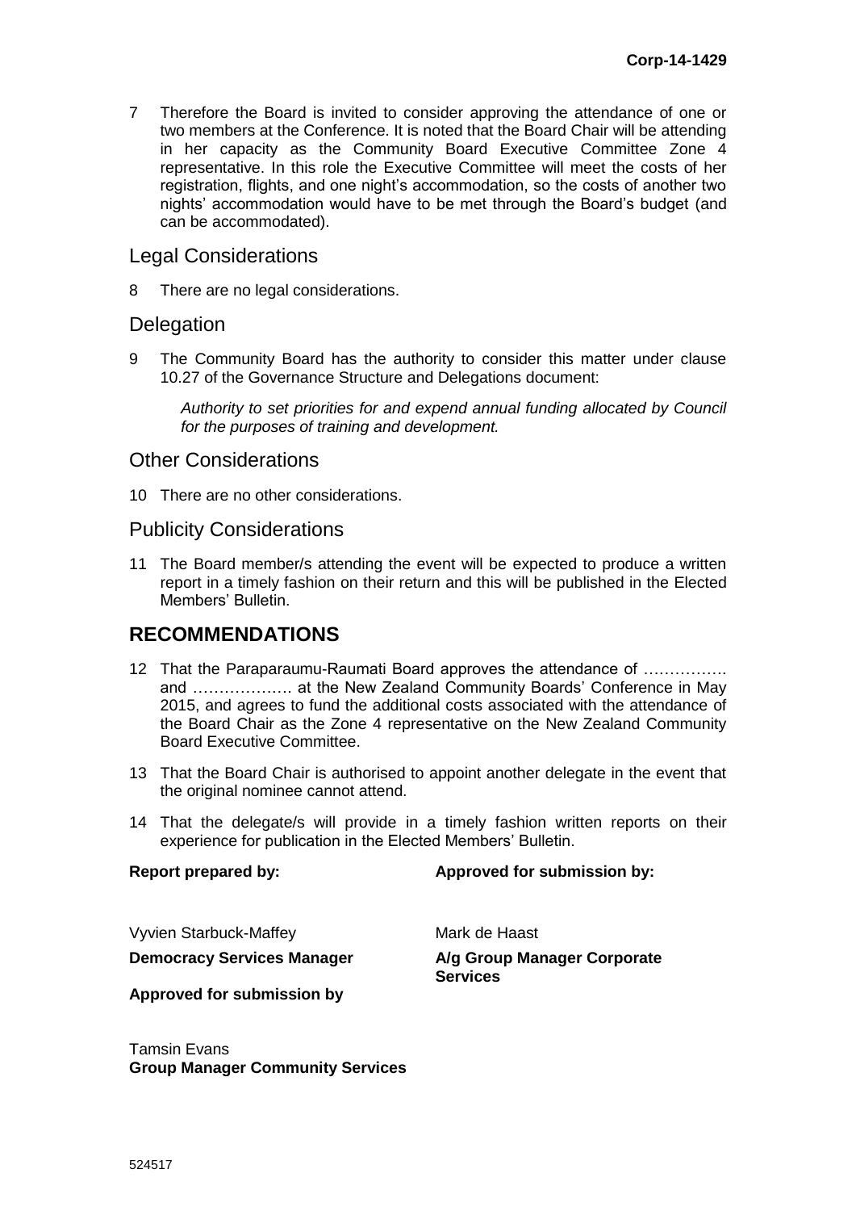7 Therefore the Board is invited to consider approving the attendance of one or two members at the Conference. It is noted that the Board Chair will be attending in her capacity as the Community Board Executive Committee Zone 4 representative. In this role the Executive Committee will meet the costs of her registration, flights, and one night's accommodation, so the costs of another two nights' accommodation would have to be met through the Board's budget (and can be accommodated).

## Legal Considerations

8 There are no legal considerations.

## Delegation

9 The Community Board has the authority to consider this matter under clause 10.27 of the Governance Structure and Delegations document:

> *Authority to set priorities for and expend annual funding allocated by Council for the purposes of training and development.*

## Other Considerations

10 There are no other considerations.

## Publicity Considerations

11 The Board member/s attending the event will be expected to produce a written report in a timely fashion on their return and this will be published in the Elected Members' Bulletin.

# RECOMMENDATIONS

12 That the Paraparaumu-Raumati Board approves the attendance of ……………. and ………………. at the New Zealand Community Boards' Conference in May 2015, and agrees to fund the additional costs associated with the attendance of the Board Chair as the Zone 4 representative on the New Zealand Community Board Executive Committee.

13 That the Board Chair is authorised to appoint another delegate in the event that the original nominee cannot attend.

14 That the delegate/s will provide in a timely fashion written reports on their experience for publication in the Elected Members' Bulletin.

| | |
|---|---|
| **Report prepared by:** | **Approved for submission by:** |
| Vyvien Starbuck-Maffey | Mark de Haast |
| **Democracy Services Manager** | **A/g Group Manager Corporate Services** |

**Approved for submission by**

Tamsin Evans
**Group Manager Community Services**

524517